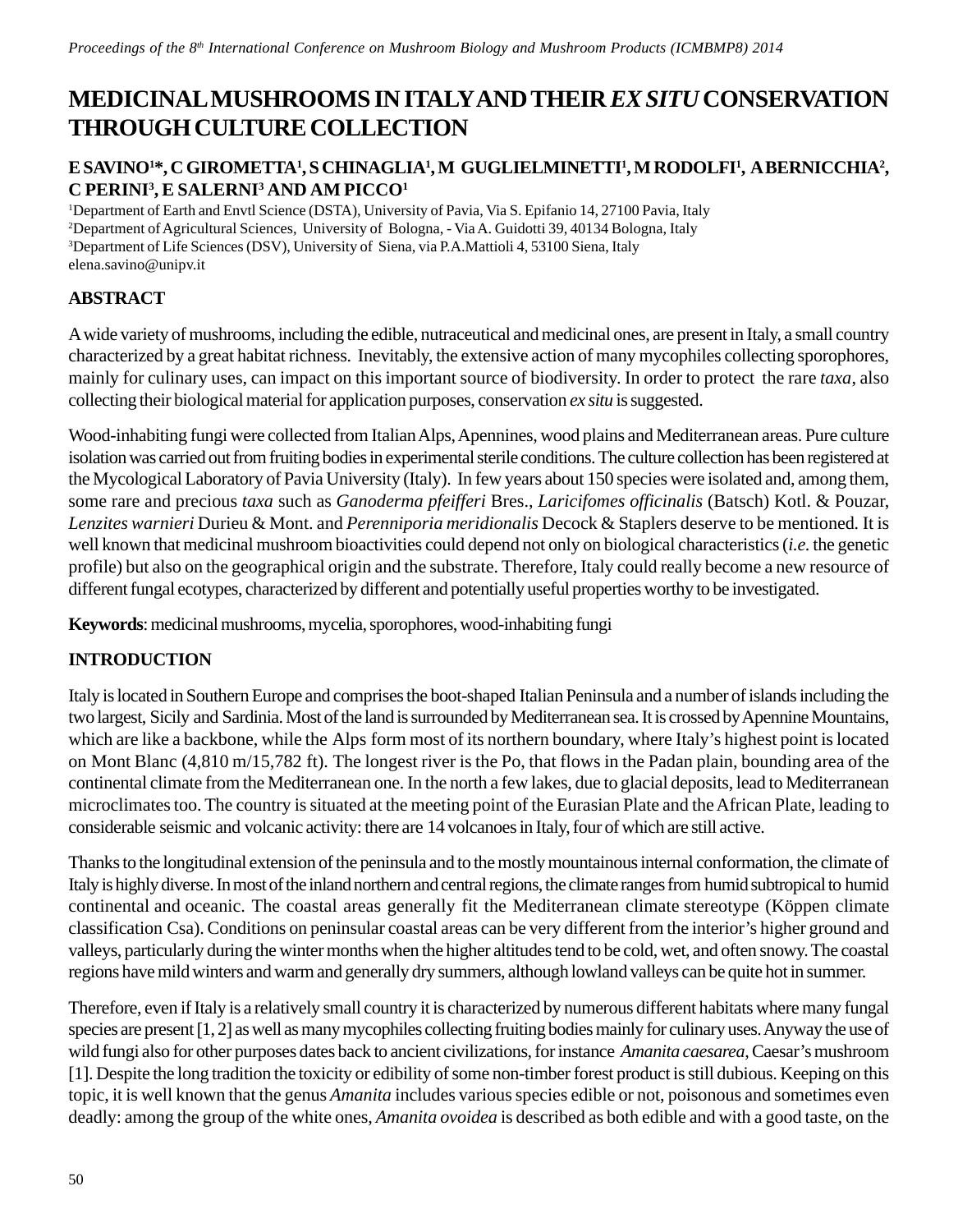# MEDICINAL MUSHROOMS IN ITALY AND THEIR *EX SITU* CONSERVATION THROUGH CULTURE COLLECTION

**E SAVINO[1]*, C GIROMETTA[1], S CHINAGLIA[1], M GUGLIELMINETTI[1], M RODOLFI[1], A BERNICCHIA[2], C PERINI[3], E SALERNI[3] AND AM PICCO[1]**

[1]Department of Earth and Envtl Science (DSTA), University of Pavia, Via S. Epifanio 14, 27100 Pavia, Italy
[2]Department of Agricultural Sciences, University of Bologna, - Via A. Guidotti 39, 40134 Bologna, Italy
[3]Department of Life Sciences (DSV), University of Siena, via P.A.Mattioli 4, 53100 Siena, Italy
elena.savino@unipv.it

## ABSTRACT

A wide variety of mushrooms, including the edible, nutraceutical and medicinal ones, are present in Italy, a small country characterized by a great habitat richness. Inevitably, the extensive action of many mycophiles collecting sporophores, mainly for culinary uses, can impact on this important source of biodiversity. In order to protect the rare *taxa*, also collecting their biological material for application purposes, conservation *ex situ* is suggested.

Wood-inhabiting fungi were collected from Italian Alps, Apennines, wood plains and Mediterranean areas. Pure culture isolation was carried out from fruiting bodies in experimental sterile conditions. The culture collection has been registered at the Mycological Laboratory of Pavia University (Italy). In few years about 150 species were isolated and, among them, some rare and precious *taxa* such as *Ganoderma pfeifferi* Bres., *Laricifomes officinalis* (Batsch) Kotl. & Pouzar, *Lenzites warnieri* Durieu & Mont. and *Perenniporia meridionalis* Decock & Staplers deserve to be mentioned. It is well known that medicinal mushroom bioactivities could depend not only on biological characteristics (*i.e.* the genetic profile) but also on the geographical origin and the substrate. Therefore, Italy could really become a new resource of different fungal ecotypes, characterized by different and potentially useful properties worthy to be investigated.

**Keywords**: medicinal mushrooms, mycelia, sporophores, wood-inhabiting fungi

## INTRODUCTION

Italy is located in Southern Europe and comprises the boot-shaped Italian Peninsula and a number of islands including the two largest, Sicily and Sardinia. Most of the land is surrounded by Mediterranean sea. It is crossed by Apennine Mountains, which are like a backbone, while the Alps form most of its northern boundary, where Italy's highest point is located on Mont Blanc (4,810 m/15,782 ft). The longest river is the Po, that flows in the Padan plain, bounding area of the continental climate from the Mediterranean one. In the north a few lakes, due to glacial deposits, lead to Mediterranean microclimates too. The country is situated at the meeting point of the Eurasian Plate and the African Plate, leading to considerable seismic and volcanic activity: there are 14 volcanoes in Italy, four of which are still active.

Thanks to the longitudinal extension of the peninsula and to the mostly mountainous internal conformation, the climate of Italy is highly diverse. In most of the inland northern and central regions, the climate ranges from humid subtropical to humid continental and oceanic. The coastal areas generally fit the Mediterranean climate stereotype (Köppen climate classification Csa). Conditions on peninsular coastal areas can be very different from the interior's higher ground and valleys, particularly during the winter months when the higher altitudes tend to be cold, wet, and often snowy. The coastal regions have mild winters and warm and generally dry summers, although lowland valleys can be quite hot in summer.

Therefore, even if Italy is a relatively small country it is characterized by numerous different habitats where many fungal species are present [1, 2] as well as many mycophiles collecting fruiting bodies mainly for culinary uses. Anyway the use of wild fungi also for other purposes dates back to ancient civilizations, for instance *Amanita caesarea*, Caesar's mushroom [1]. Despite the long tradition the toxicity or edibility of some non-timber forest product is still dubious. Keeping on this topic, it is well known that the genus *Amanita* includes various species edible or not, poisonous and sometimes even deadly: among the group of the white ones, *Amanita ovoidea* is described as both edible and with a good taste, on the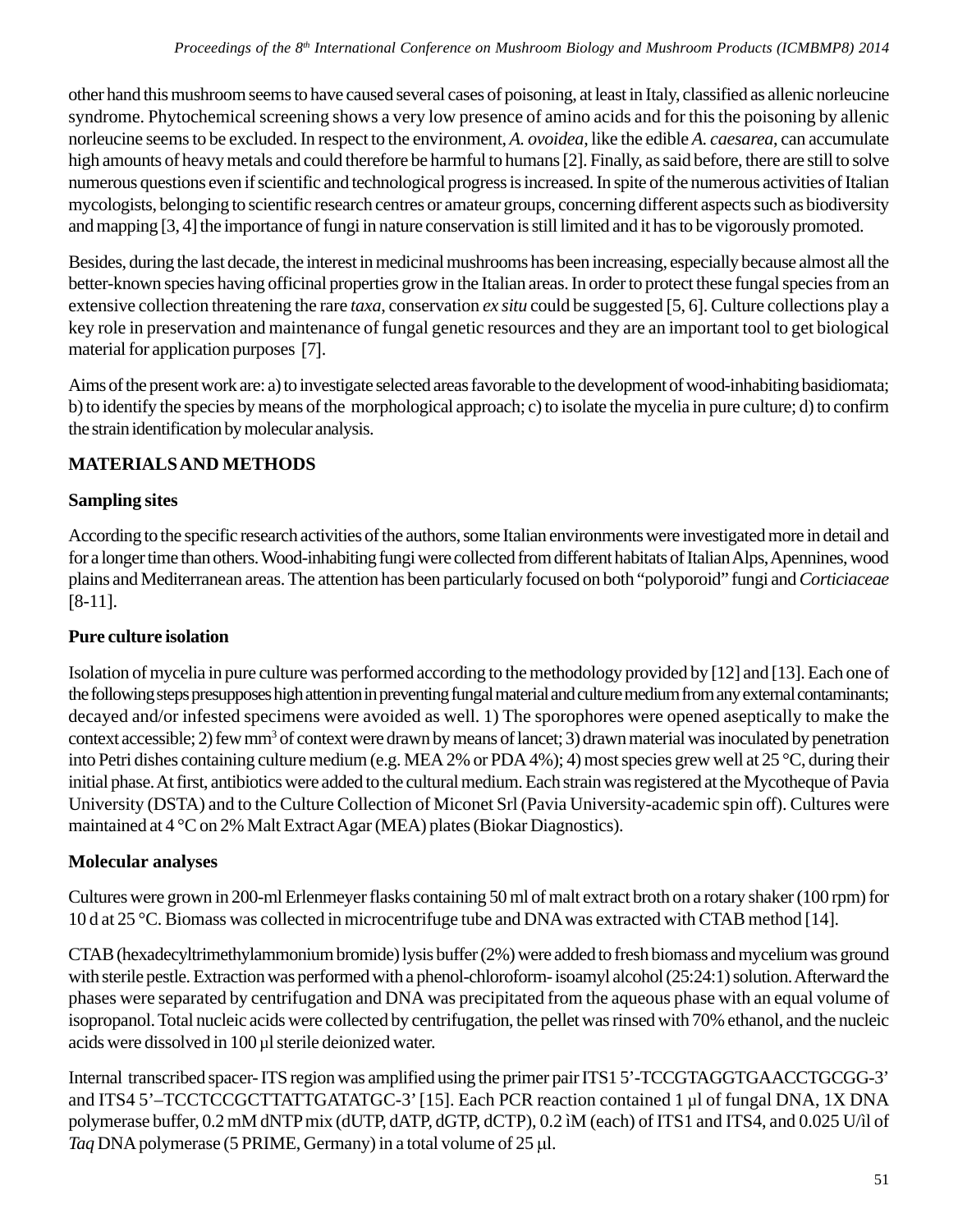other hand this mushroom seems to have caused several cases of poisoning, at least in Italy, classified as allenic norleucine syndrome. Phytochemical screening shows a very low presence of amino acids and for this the poisoning by allenic norleucine seems to be excluded. In respect to the environment, *A. ovoidea*, like the edible *A. caesarea*, can accumulate high amounts of heavy metals and could therefore be harmful to humans [2]. Finally, as said before, there are still to solve numerous questions even if scientific and technological progress is increased. In spite of the numerous activities of Italian mycologists, belonging to scientific research centres or amateur groups, concerning different aspects such as biodiversity and mapping [3, 4] the importance of fungi in nature conservation is still limited and it has to be vigorously promoted.

Besides, during the last decade, the interest in medicinal mushrooms has been increasing, especially because almost all the better-known species having officinal properties grow in the Italian areas. In order to protect these fungal species from an extensive collection threatening the rare *taxa*, conservation *ex situ* could be suggested [5, 6]. Culture collections play a key role in preservation and maintenance of fungal genetic resources and they are an important tool to get biological material for application purposes [7].

Aims of the present work are: a) to investigate selected areas favorable to the development of wood-inhabiting basidiomata; b) to identify the species by means of the morphological approach; c) to isolate the mycelia in pure culture; d) to confirm the strain identification by molecular analysis.

## MATERIALS AND METHODS

### Sampling sites

According to the specific research activities of the authors, some Italian environments were investigated more in detail and for a longer time than others. Wood-inhabiting fungi were collected from different habitats of Italian Alps, Apennines, wood plains and Mediterranean areas. The attention has been particularly focused on both "polyporoid" fungi and *Corticiaceae* [8-11].

### Pure culture isolation

Isolation of mycelia in pure culture was performed according to the methodology provided by [12] and [13]. Each one of the following steps presupposes high attention in preventing fungal material and culture medium from any external contaminants; decayed and/or infested specimens were avoided as well. 1) The sporophores were opened aseptically to make the context accessible; 2) few $mm^3$ of context were drawn by means of lancet; 3) drawn material was inoculated by penetration into Petri dishes containing culture medium (e.g. MEA 2% or PDA 4%); 4) most species grew well at 25 °C, during their initial phase. At first, antibiotics were added to the cultural medium. Each strain was registered at the Mycotheque of Pavia University (DSTA) and to the Culture Collection of Miconet Srl (Pavia University-academic spin off). Cultures were maintained at 4 °C on 2% Malt Extract Agar (MEA) plates (Biokar Diagnostics).

### Molecular analyses

Cultures were grown in 200-ml Erlenmeyer flasks containing 50 ml of malt extract broth on a rotary shaker (100 rpm) for 10 d at 25 °C. Biomass was collected in microcentrifuge tube and DNA was extracted with CTAB method [14].

CTAB (hexadecyltrimethylammonium bromide) lysis buffer (2%) were added to fresh biomass and mycelium was ground with sterile pestle. Extraction was performed with a phenol-chloroform- isoamyl alcohol (25:24:1) solution. Afterward the phases were separated by centrifugation and DNA was precipitated from the aqueous phase with an equal volume of isopropanol. Total nucleic acids were collected by centrifugation, the pellet was rinsed with 70% ethanol, and the nucleic acids were dissolved in 100 µl sterile deionized water.

Internal transcribed spacer- ITS region was amplified using the primer pair ITS1 5'-TCCGTAGGTGAACCTGCGG-3' and ITS4 5'–TCCTCCGCTTATTGATATGC-3' [15]. Each PCR reaction contained 1 µl of fungal DNA, 1X DNA polymerase buffer, 0.2 mM dNTP mix (dUTP, dATP, dGTP, dCTP), 0.2 ìM (each) of ITS1 and ITS4, and 0.025 U/ìl of *Taq* DNA polymerase (5 PRIME, Germany) in a total volume of 25 µl.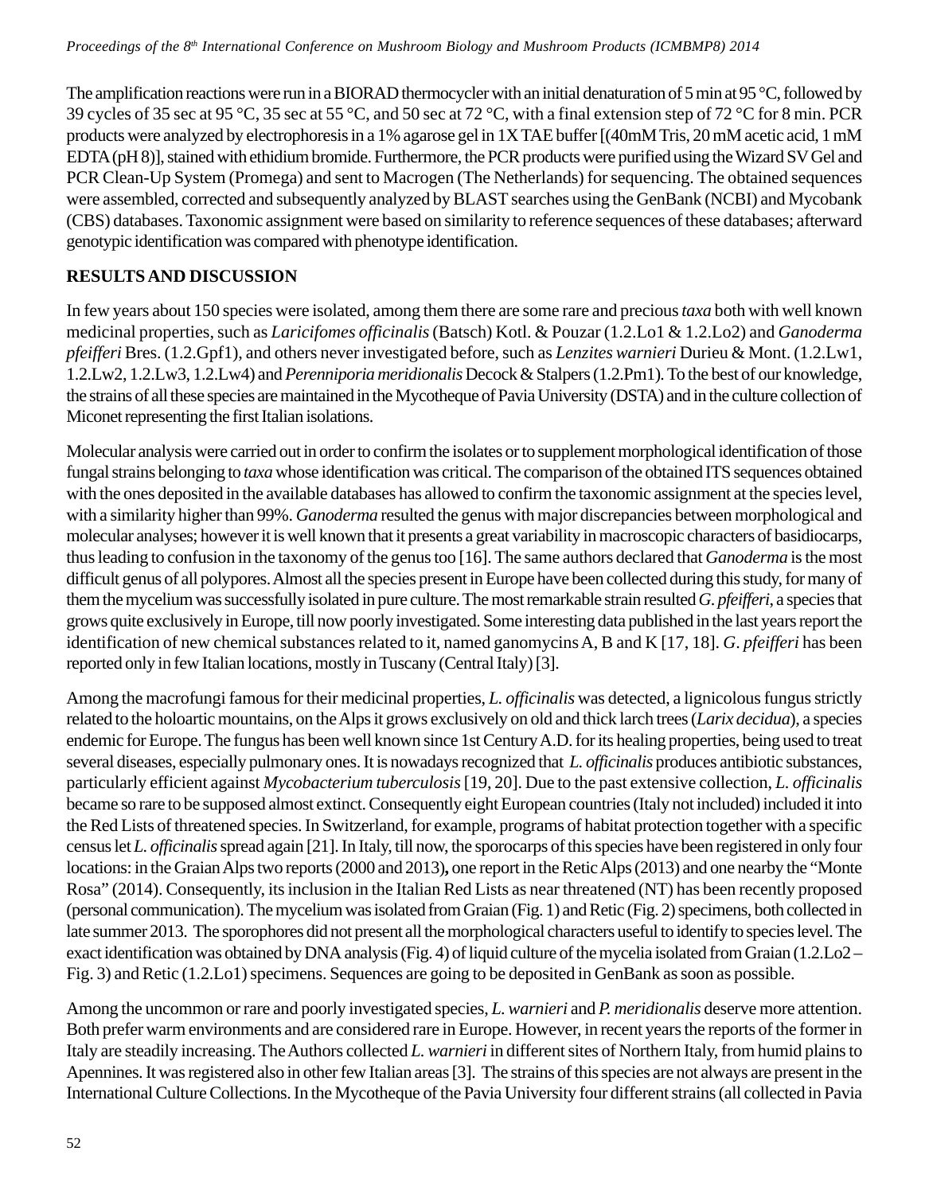The amplification reactions were run in a BIORAD thermocycler with an initial denaturation of 5 min at 95 °C, followed by 39 cycles of 35 sec at 95 °C, 35 sec at 55 °C, and 50 sec at 72 °C, with a final extension step of 72 °C for 8 min. PCR products were analyzed by electrophoresis in a 1% agarose gel in 1X TAE buffer [(40mM Tris, 20 mM acetic acid, 1 mM EDTA (pH 8)], stained with ethidium bromide. Furthermore, the PCR products were purified using the Wizard SV Gel and PCR Clean-Up System (Promega) and sent to Macrogen (The Netherlands) for sequencing. The obtained sequences were assembled, corrected and subsequently analyzed by BLAST searches using the GenBank (NCBI) and Mycobank (CBS) databases. Taxonomic assignment were based on similarity to reference sequences of these databases; afterward genotypic identification was compared with phenotype identification.

## RESULTS AND DISCUSSION

In few years about 150 species were isolated, among them there are some rare and precious *taxa* both with well known medicinal properties, such as *Laricifomes officinalis* (Batsch) Kotl. & Pouzar (1.2.Lo1 & 1.2.Lo2) and *Ganoderma pfeifferi* Bres. (1.2.Gpf1), and others never investigated before, such as *Lenzites warnieri* Durieu & Mont. (1.2.Lw1, 1.2.Lw2, 1.2.Lw3, 1.2.Lw4) and *Perenniporia meridionalis* Decock & Stalpers (1.2.Pm1). To the best of our knowledge, the strains of all these species are maintained in the Mycotheque of Pavia University (DSTA) and in the culture collection of Miconet representing the first Italian isolations.

Molecular analysis were carried out in order to confirm the isolates or to supplement morphological identification of those fungal strains belonging to *taxa* whose identification was critical. The comparison of the obtained ITS sequences obtained with the ones deposited in the available databases has allowed to confirm the taxonomic assignment at the species level, with a similarity higher than 99%. *Ganoderma* resulted the genus with major discrepancies between morphological and molecular analyses; however it is well known that it presents a great variability in macroscopic characters of basidiocarps, thus leading to confusion in the taxonomy of the genus too [16]. The same authors declared that *Ganoderma* is the most difficult genus of all polypores. Almost all the species present in Europe have been collected during this study, for many of them the mycelium was successfully isolated in pure culture. The most remarkable strain resulted *G. pfeifferi*, a species that grows quite exclusively in Europe, till now poorly investigated. Some interesting data published in the last years report the identification of new chemical substances related to it, named ganomycins A, B and K [17, 18]. *G. pfeifferi* has been reported only in few Italian locations, mostly in Tuscany (Central Italy) [3].

Among the macrofungi famous for their medicinal properties, *L. officinalis* was detected, a lignicolous fungus strictly related to the holoarctic mountains, on the Alps it grows exclusively on old and thick larch trees (*Larix decidua*), a species endemic for Europe. The fungus has been well known since 1st Century A.D. for its healing properties, being used to treat several diseases, especially pulmonary ones. It is nowadays recognized that *L. officinalis* produces antibiotic substances, particularly efficient against *Mycobacterium tuberculosis* [19, 20]. Due to the past extensive collection, *L. officinalis* became so rare to be supposed almost extinct. Consequently eight European countries (Italy not included) included it into the Red Lists of threatened species. In Switzerland, for example, programs of habitat protection together with a specific census let *L. officinalis* spread again [21]. In Italy, till now, the sporocarps of this species have been registered in only four locations: in the Graian Alps two reports (2000 and 2013)**,** one report in the Retic Alps (2013) and one nearby the "Monte Rosa" (2014). Consequently, its inclusion in the Italian Red Lists as near threatened (NT) has been recently proposed (personal communication). The mycelium was isolated from Graian (Fig. 1) and Retic (Fig. 2) specimens, both collected in late summer 2013. The sporophores did not present all the morphological characters useful to identify to species level. The exact identification was obtained by DNA analysis (Fig. 4) of liquid culture of the mycelia isolated from Graian (1.2.Lo2 – Fig. 3) and Retic (1.2.Lo1) specimens. Sequences are going to be deposited in GenBank as soon as possible.

Among the uncommon or rare and poorly investigated species, *L. warnieri* and *P. meridionalis* deserve more attention. Both prefer warm environments and are considered rare in Europe. However, in recent years the reports of the former in Italy are steadily increasing. The Authors collected *L. warnieri* in different sites of Northern Italy, from humid plains to Apennines. It was registered also in other few Italian areas [3]. The strains of this species are not always are present in the International Culture Collections. In the Mycotheque of the Pavia University four different strains (all collected in Pavia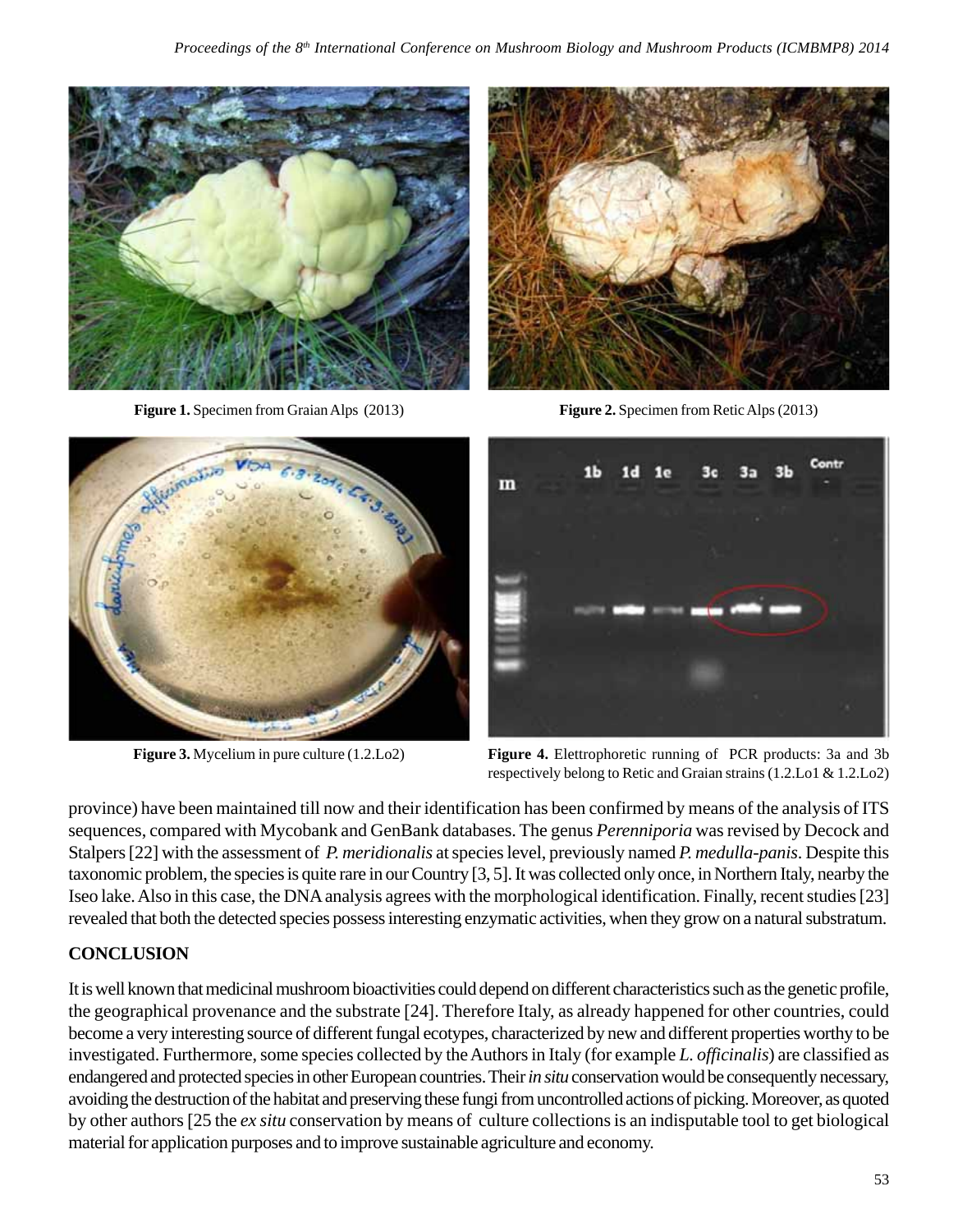**Figure 1.** Specimen from Graian Alps (2013)

**Figure 2.** Specimen from Retic Alps (2013)

**Figure 3.** Mycelium in pure culture (1.2.Lo2)

**Figure 4.** Elettrophoretic running of PCR products: 3a and 3b respectively belong to Retic and Graian strains (1.2.Lo1 & 1.2.Lo2)

province) have been maintained till now and their identification has been confirmed by means of the analysis of ITS sequences, compared with Mycobank and GenBank databases. The genus *Perenniporia* was revised by Decock and Stalpers [22] with the assessment of *P. meridionalis* at species level, previously named *P. medulla-panis*. Despite this taxonomic problem, the species is quite rare in our Country [3, 5]. It was collected only once, in Northern Italy, nearby the Iseo lake. Also in this case, the DNA analysis agrees with the morphological identification. Finally, recent studies [23] revealed that both the detected species possess interesting enzymatic activities, when they grow on a natural substratum.

## CONCLUSION

It is well known that medicinal mushroom bioactivities could depend on different characteristics such as the genetic profile, the geographical provenance and the substrate [24]. Therefore Italy, as already happened for other countries, could become a very interesting source of different fungal ecotypes, characterized by new and different properties worthy to be investigated. Furthermore, some species collected by the Authors in Italy (for example *L. officinalis*) are classified as endangered and protected species in other European countries. Their *in situ* conservation would be consequently necessary, avoiding the destruction of the habitat and preserving these fungi from uncontrolled actions of picking. Moreover, as quoted by other authors [25 the *ex situ* conservation by means of culture collections is an indisputable tool to get biological material for application purposes and to improve sustainable agriculture and economy.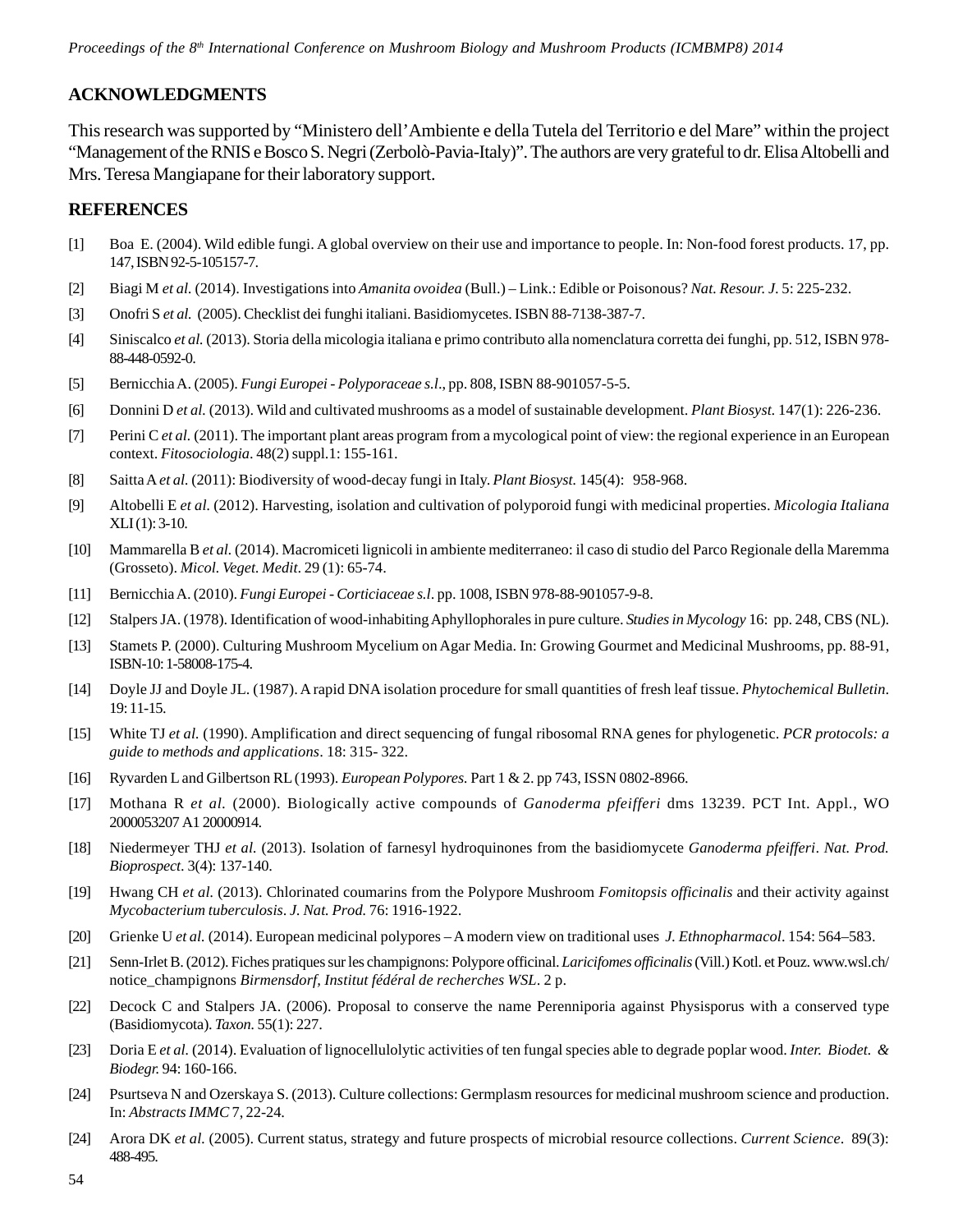## ACKNOWLEDGMENTS

This research was supported by "Ministero dell'Ambiente e della Tutela del Territorio e del Mare" within the project "Management of the RNIS e Bosco S. Negri (Zerbolò-Pavia-Italy)". The authors are very grateful to dr. Elisa Altobelli and Mrs. Teresa Mangiapane for their laboratory support.

## REFERENCES

[1] Boa E. (2004). Wild edible fungi. A global overview on their use and importance to people. In: Non-food forest products. 17, pp. 147, ISBN 92-5-105157-7.

[2] Biagi M *et al.* (2014). Investigations into *Amanita ovoidea* (Bull.) – Link.: Edible or Poisonous? *Nat. Resour. J.* 5: 225-232.

[3] Onofri S *et al.* (2005). Checklist dei funghi italiani. Basidiomycetes. ISBN 88-7138-387-7.

[4] Siniscalco *et al.* (2013). Storia della micologia italiana e primo contributo alla nomenclatura corretta dei funghi, pp. 512, ISBN 978-88-448-0592-0.

[5] Bernicchia A. (2005). *Fungi Europei - Polyporaceae s.l.*, pp. 808, ISBN 88-901057-5-5.

[6] Donnini D *et al.* (2013). Wild and cultivated mushrooms as a model of sustainable development. *Plant Biosyst.* 147(1): 226-236.

[7] Perini C *et al.* (2011). The important plant areas program from a mycological point of view: the regional experience in an European context. *Fitosociologia*. 48(2) suppl.1: 155-161.

[8] Saitta A *et al.* (2011): Biodiversity of wood-decay fungi in Italy. *Plant Biosyst.* 145(4): 958-968.

[9] Altobelli E *et al.* (2012). Harvesting, isolation and cultivation of polyporoid fungi with medicinal properties. *Micologia Italiana* XLI (1): 3-10.

[10] Mammarella B *et al.* (2014). Macromiceti lignicoli in ambiente mediterraneo: il caso di studio del Parco Regionale della Maremma (Grosseto). *Micol. Veget. Medit.* 29 (1): 65-74.

[11] Bernicchia A. (2010). *Fungi Europei - Corticiaceae s.l.* pp. 1008, ISBN 978-88-901057-9-8.

[12] Stalpers JA. (1978). Identification of wood-inhabiting Aphyllophorales in pure culture. *Studies in Mycology* 16: pp. 248, CBS (NL).

[13] Stamets P. (2000). Culturing Mushroom Mycelium on Agar Media. In: Growing Gourmet and Medicinal Mushrooms, pp. 88-91, ISBN-10: 1-58008-175-4.

[14] Doyle JJ and Doyle JL. (1987). A rapid DNA isolation procedure for small quantities of fresh leaf tissue. *Phytochemical Bulletin*. 19: 11-15.

[15] White TJ *et al.* (1990). Amplification and direct sequencing of fungal ribosomal RNA genes for phylogenetic. *PCR protocols: a guide to methods and applications*. 18: 315- 322.

[16] Ryvarden L and Gilbertson RL (1993). *European Polypores.* Part 1 & 2. pp 743, ISSN 0802-8966.

[17] Mothana R *et al.* (2000). Biologically active compounds of *Ganoderma pfeifferi* dms 13239. PCT Int. Appl., WO 2000053207 A1 20000914.

[18] Niedermeyer THJ *et al.* (2013). Isolation of farnesyl hydroquinones from the basidiomycete *Ganoderma pfeifferi*. *Nat. Prod. Bioprospect*. 3(4): 137-140.

[19] Hwang CH *et al.* (2013). Chlorinated coumarins from the Polypore Mushroom *Fomitopsis officinalis* and their activity against *Mycobacterium tuberculosis*. *J. Nat. Prod.* 76: 1916-1922.

[20] Grienke U *et al.* (2014). European medicinal polypores – A modern view on traditional uses *J. Ethnopharmacol*. 154: 564–583.

[21] Senn-Irlet B. (2012). Fiches pratiques sur les champignons: Polypore officinal. *Laricifomes officinalis* (Vill.) Kotl. et Pouz. www.wsl.ch/notice_champignons *Birmensdorf, Institut fédéral de recherches WSL*. 2 p.

[22] Decock C and Stalpers JA. (2006). Proposal to conserve the name Perenniporia against Physisporus with a conserved type (Basidiomycota). *Taxon.* 55(1): 227.

[23] Doria E *et al.* (2014). Evaluation of lignocellulolytic activities of ten fungal species able to degrade poplar wood. *Inter. Biodet. & Biodegr.* 94: 160-166.

[24] Psurtseva N and Ozerskaya S. (2013). Culture collections: Germplasm resources for medicinal mushroom science and production. In: *Abstracts IMMC* 7, 22-24.

[24] Arora DK *et al.* (2005). Current status, strategy and future prospects of microbial resource collections. *Current Science*. 89(3): 488-495.